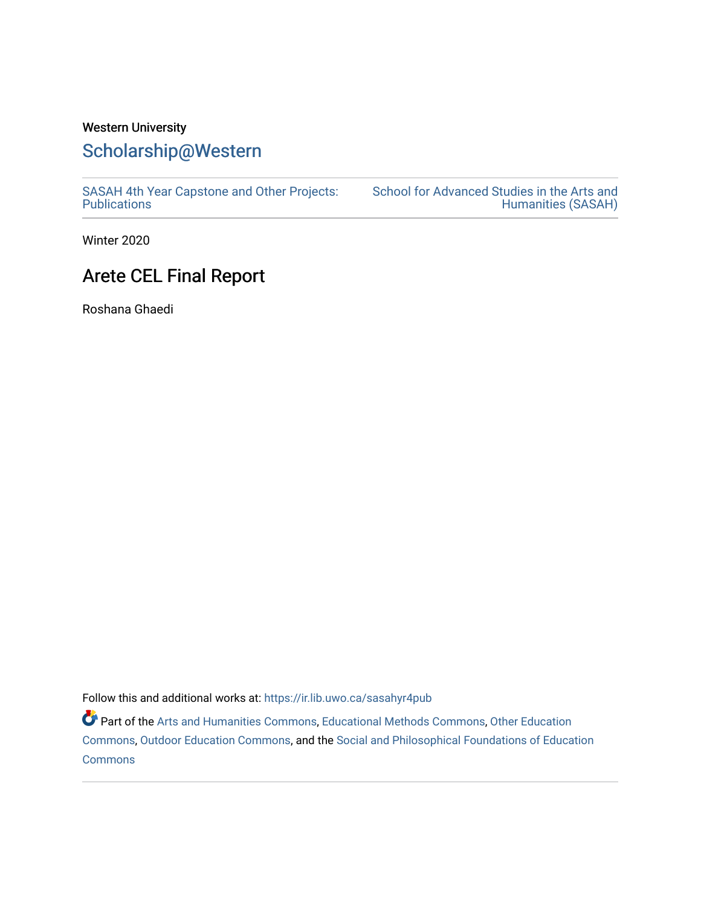Western University

# Scholarship@Western

SASAH 4th Year Capstone and Other Projects: Publications

School for Advanced Studies in the Arts and Humanities (SASAH)

Winter 2020

## Arete CEL Final Report

Roshana Ghaedi

Follow this and additional works at: https://ir.lib.uwo.ca/sasahyr4pub

Part of the Arts and Humanities Commons, Educational Methods Commons, Other Education Commons, Outdoor Education Commons, and the Social and Philosophical Foundations of Education Commons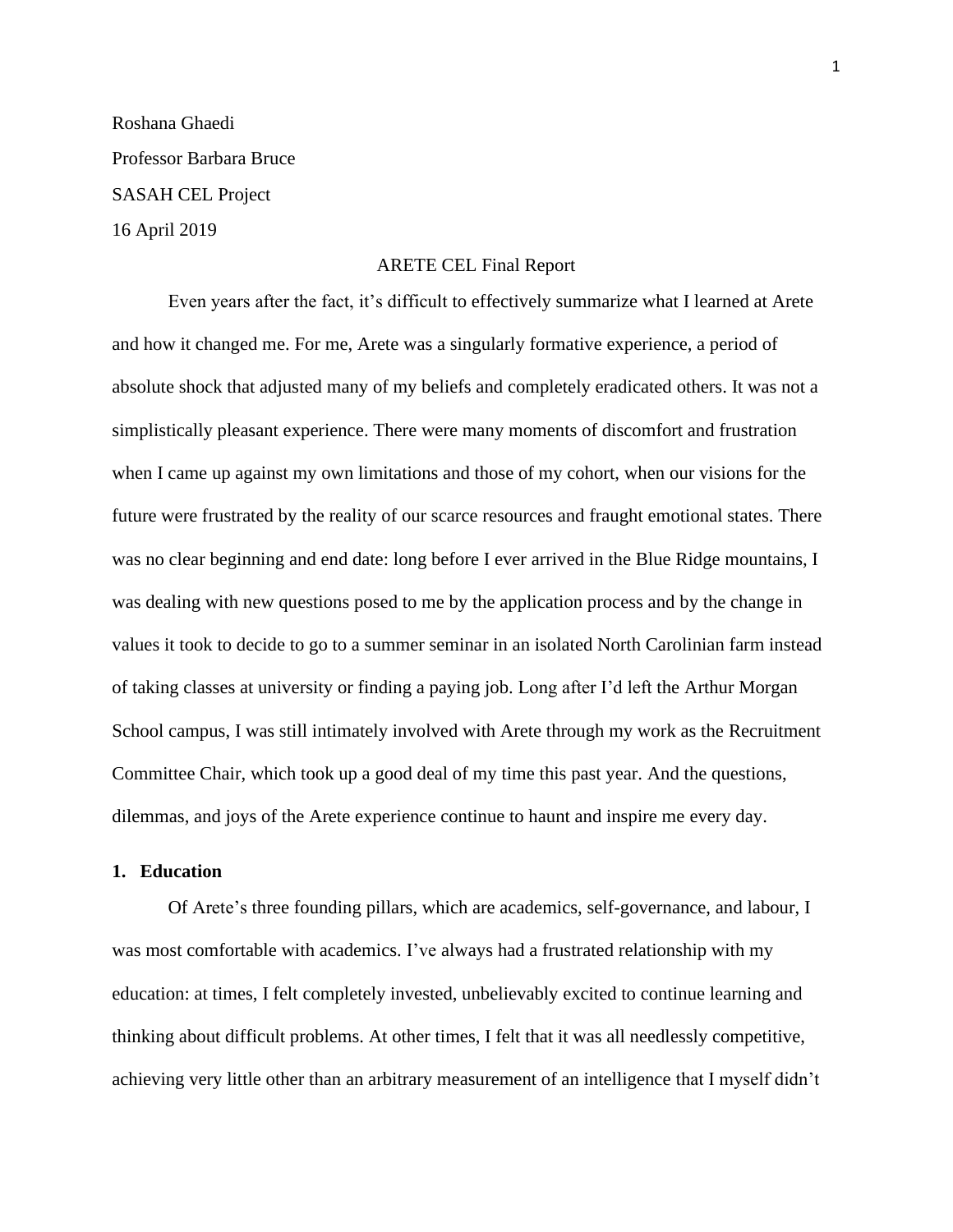Roshana Ghaedi

Professor Barbara Bruce

SASAH CEL Project

16 April 2019

# ARETE CEL Final Report

Even years after the fact, it's difficult to effectively summarize what I learned at Arete and how it changed me. For me, Arete was a singularly formative experience, a period of absolute shock that adjusted many of my beliefs and completely eradicated others. It was not a simplistically pleasant experience. There were many moments of discomfort and frustration when I came up against my own limitations and those of my cohort, when our visions for the future were frustrated by the reality of our scarce resources and fraught emotional states. There was no clear beginning and end date: long before I ever arrived in the Blue Ridge mountains, I was dealing with new questions posed to me by the application process and by the change in values it took to decide to go to a summer seminar in an isolated North Carolinian farm instead of taking classes at university or finding a paying job. Long after I'd left the Arthur Morgan School campus, I was still intimately involved with Arete through my work as the Recruitment Committee Chair, which took up a good deal of my time this past year. And the questions, dilemmas, and joys of the Arete experience continue to haunt and inspire me every day.

## 1. Education

Of Arete's three founding pillars, which are academics, self-governance, and labour, I was most comfortable with academics. I've always had a frustrated relationship with my education: at times, I felt completely invested, unbelievably excited to continue learning and thinking about difficult problems. At other times, I felt that it was all needlessly competitive, achieving very little other than an arbitrary measurement of an intelligence that I myself didn't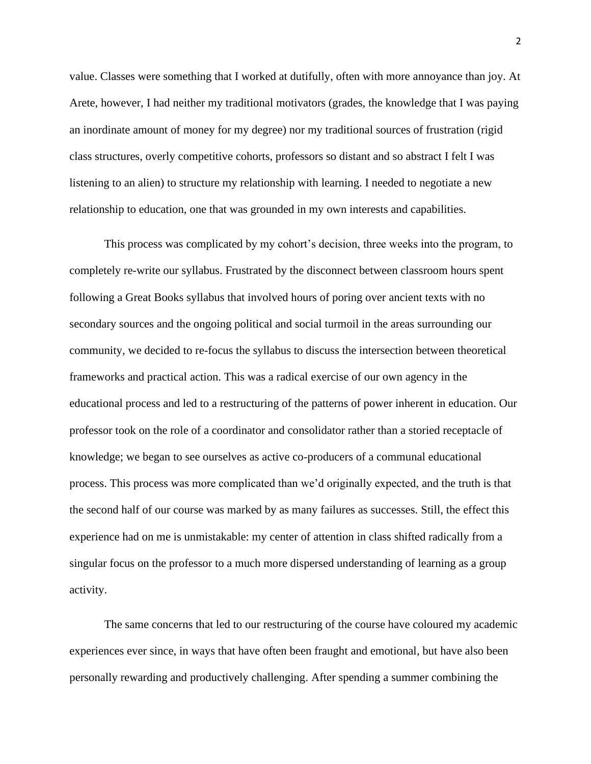value. Classes were something that I worked at dutifully, often with more annoyance than joy. At Arete, however, I had neither my traditional motivators (grades, the knowledge that I was paying an inordinate amount of money for my degree) nor my traditional sources of frustration (rigid class structures, overly competitive cohorts, professors so distant and so abstract I felt I was listening to an alien) to structure my relationship with learning. I needed to negotiate a new relationship to education, one that was grounded in my own interests and capabilities.

This process was complicated by my cohort's decision, three weeks into the program, to completely re-write our syllabus. Frustrated by the disconnect between classroom hours spent following a Great Books syllabus that involved hours of poring over ancient texts with no secondary sources and the ongoing political and social turmoil in the areas surrounding our community, we decided to re-focus the syllabus to discuss the intersection between theoretical frameworks and practical action. This was a radical exercise of our own agency in the educational process and led to a restructuring of the patterns of power inherent in education. Our professor took on the role of a coordinator and consolidator rather than a storied receptacle of knowledge; we began to see ourselves as active co-producers of a communal educational process. This process was more complicated than we'd originally expected, and the truth is that the second half of our course was marked by as many failures as successes. Still, the effect this experience had on me is unmistakable: my center of attention in class shifted radically from a singular focus on the professor to a much more dispersed understanding of learning as a group activity.

The same concerns that led to our restructuring of the course have coloured my academic experiences ever since, in ways that have often been fraught and emotional, but have also been personally rewarding and productively challenging. After spending a summer combining the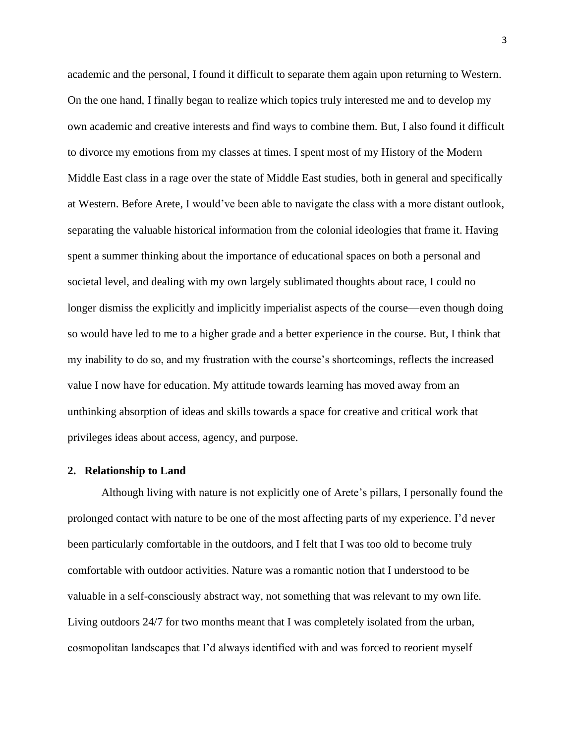academic and the personal, I found it difficult to separate them again upon returning to Western. On the one hand, I finally began to realize which topics truly interested me and to develop my own academic and creative interests and find ways to combine them. But, I also found it difficult to divorce my emotions from my classes at times. I spent most of my History of the Modern Middle East class in a rage over the state of Middle East studies, both in general and specifically at Western. Before Arete, I would've been able to navigate the class with a more distant outlook, separating the valuable historical information from the colonial ideologies that frame it. Having spent a summer thinking about the importance of educational spaces on both a personal and societal level, and dealing with my own largely sublimated thoughts about race, I could no longer dismiss the explicitly and implicitly imperialist aspects of the course—even though doing so would have led to me to a higher grade and a better experience in the course. But, I think that my inability to do so, and my frustration with the course's shortcomings, reflects the increased value I now have for education. My attitude towards learning has moved away from an unthinking absorption of ideas and skills towards a space for creative and critical work that privileges ideas about access, agency, and purpose.

## 2. Relationship to Land

Although living with nature is not explicitly one of Arete's pillars, I personally found the prolonged contact with nature to be one of the most affecting parts of my experience. I'd never been particularly comfortable in the outdoors, and I felt that I was too old to become truly comfortable with outdoor activities. Nature was a romantic notion that I understood to be valuable in a self-consciously abstract way, not something that was relevant to my own life. Living outdoors 24/7 for two months meant that I was completely isolated from the urban, cosmopolitan landscapes that I'd always identified with and was forced to reorient myself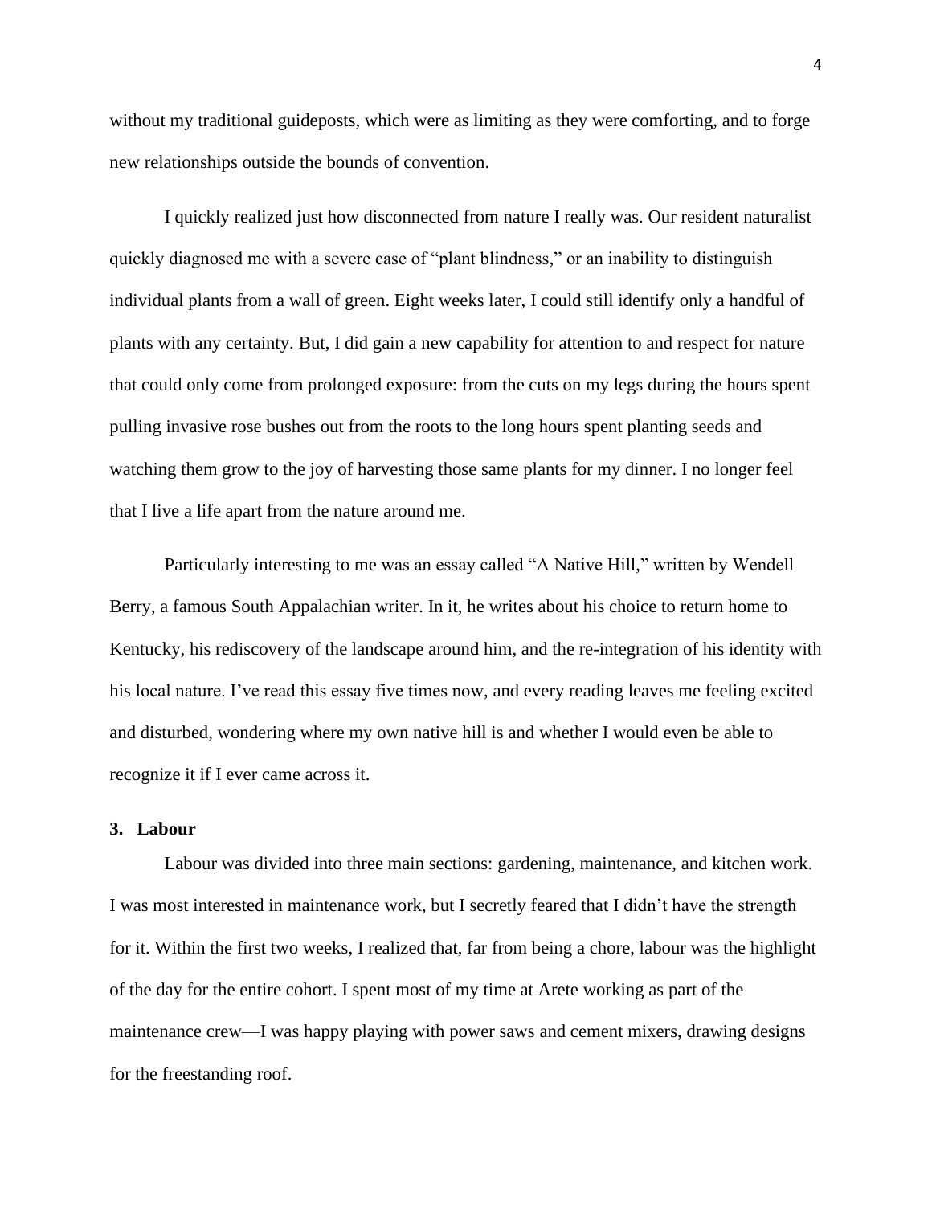without my traditional guideposts, which were as limiting as they were comforting, and to forge new relationships outside the bounds of convention.

I quickly realized just how disconnected from nature I really was. Our resident naturalist quickly diagnosed me with a severe case of "plant blindness," or an inability to distinguish individual plants from a wall of green. Eight weeks later, I could still identify only a handful of plants with any certainty. But, I did gain a new capability for attention to and respect for nature that could only come from prolonged exposure: from the cuts on my legs during the hours spent pulling invasive rose bushes out from the roots to the long hours spent planting seeds and watching them grow to the joy of harvesting those same plants for my dinner. I no longer feel that I live a life apart from the nature around me.

Particularly interesting to me was an essay called "A Native Hill," written by Wendell Berry, a famous South Appalachian writer. In it, he writes about his choice to return home to Kentucky, his rediscovery of the landscape around him, and the re-integration of his identity with his local nature. I've read this essay five times now, and every reading leaves me feeling excited and disturbed, wondering where my own native hill is and whether I would even be able to recognize it if I ever came across it.

### 3. Labour

Labour was divided into three main sections: gardening, maintenance, and kitchen work. I was most interested in maintenance work, but I secretly feared that I didn't have the strength for it. Within the first two weeks, I realized that, far from being a chore, labour was the highlight of the day for the entire cohort. I spent most of my time at Arete working as part of the maintenance crew—I was happy playing with power saws and cement mixers, drawing designs for the freestanding roof.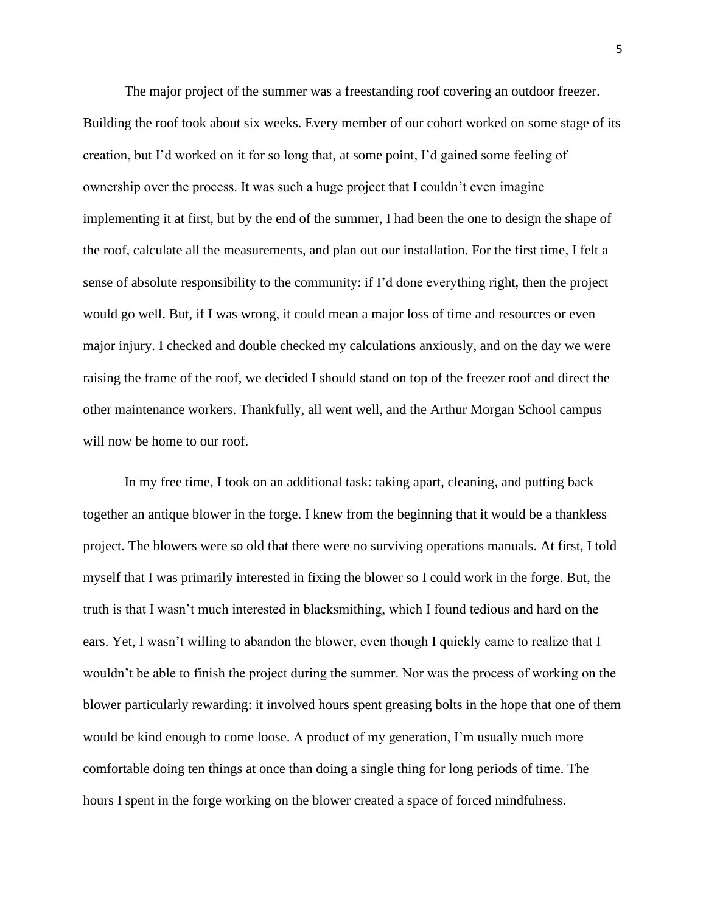The major project of the summer was a freestanding roof covering an outdoor freezer. Building the roof took about six weeks. Every member of our cohort worked on some stage of its creation, but I'd worked on it for so long that, at some point, I'd gained some feeling of ownership over the process. It was such a huge project that I couldn't even imagine implementing it at first, but by the end of the summer, I had been the one to design the shape of the roof, calculate all the measurements, and plan out our installation. For the first time, I felt a sense of absolute responsibility to the community: if I'd done everything right, then the project would go well. But, if I was wrong, it could mean a major loss of time and resources or even major injury. I checked and double checked my calculations anxiously, and on the day we were raising the frame of the roof, we decided I should stand on top of the freezer roof and direct the other maintenance workers. Thankfully, all went well, and the Arthur Morgan School campus will now be home to our roof.

In my free time, I took on an additional task: taking apart, cleaning, and putting back together an antique blower in the forge. I knew from the beginning that it would be a thankless project. The blowers were so old that there were no surviving operations manuals. At first, I told myself that I was primarily interested in fixing the blower so I could work in the forge. But, the truth is that I wasn't much interested in blacksmithing, which I found tedious and hard on the ears. Yet, I wasn't willing to abandon the blower, even though I quickly came to realize that I wouldn't be able to finish the project during the summer. Nor was the process of working on the blower particularly rewarding: it involved hours spent greasing bolts in the hope that one of them would be kind enough to come loose. A product of my generation, I'm usually much more comfortable doing ten things at once than doing a single thing for long periods of time. The hours I spent in the forge working on the blower created a space of forced mindfulness.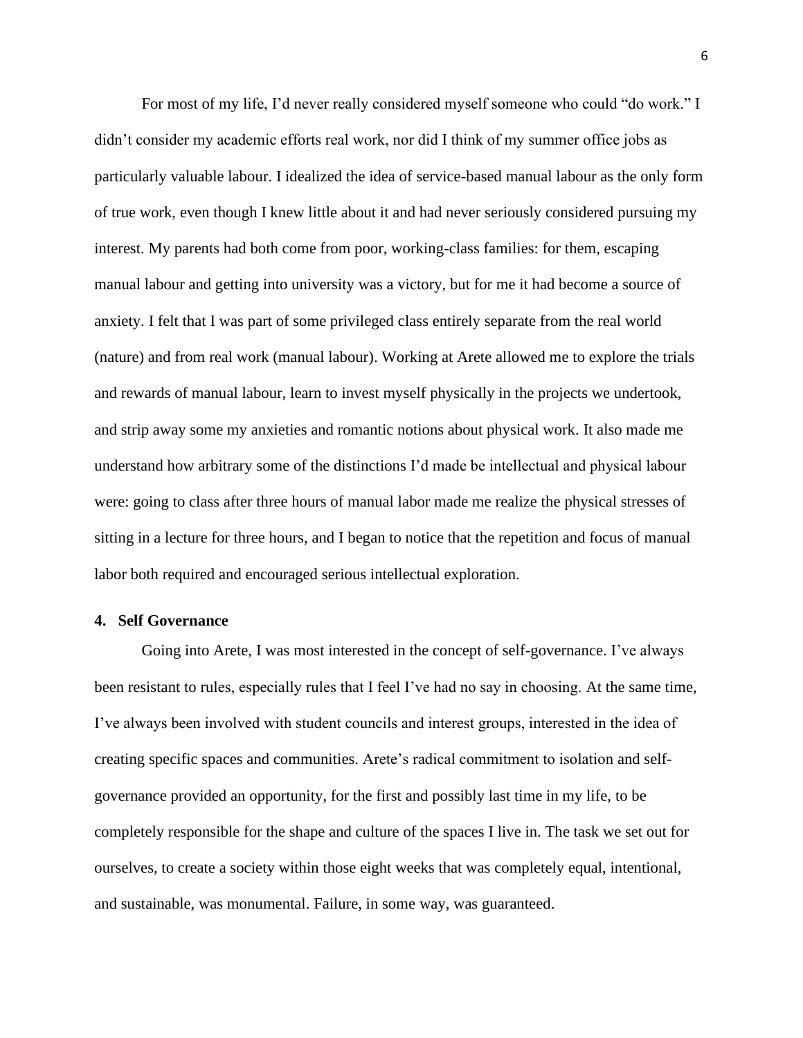For most of my life, I'd never really considered myself someone who could "do work." I didn't consider my academic efforts real work, nor did I think of my summer office jobs as particularly valuable labour. I idealized the idea of service-based manual labour as the only form of true work, even though I knew little about it and had never seriously considered pursuing my interest. My parents had both come from poor, working-class families: for them, escaping manual labour and getting into university was a victory, but for me it had become a source of anxiety. I felt that I was part of some privileged class entirely separate from the real world (nature) and from real work (manual labour). Working at Arete allowed me to explore the trials and rewards of manual labour, learn to invest myself physically in the projects we undertook, and strip away some my anxieties and romantic notions about physical work. It also made me understand how arbitrary some of the distinctions I'd made be intellectual and physical labour were: going to class after three hours of manual labor made me realize the physical stresses of sitting in a lecture for three hours, and I began to notice that the repetition and focus of manual labor both required and encouraged serious intellectual exploration.

### 4. Self Governance

Going into Arete, I was most interested in the concept of self-governance. I've always been resistant to rules, especially rules that I feel I've had no say in choosing. At the same time, I've always been involved with student councils and interest groups, interested in the idea of creating specific spaces and communities. Arete's radical commitment to isolation and self-governance provided an opportunity, for the first and possibly last time in my life, to be completely responsible for the shape and culture of the spaces I live in. The task we set out for ourselves, to create a society within those eight weeks that was completely equal, intentional, and sustainable, was monumental. Failure, in some way, was guaranteed.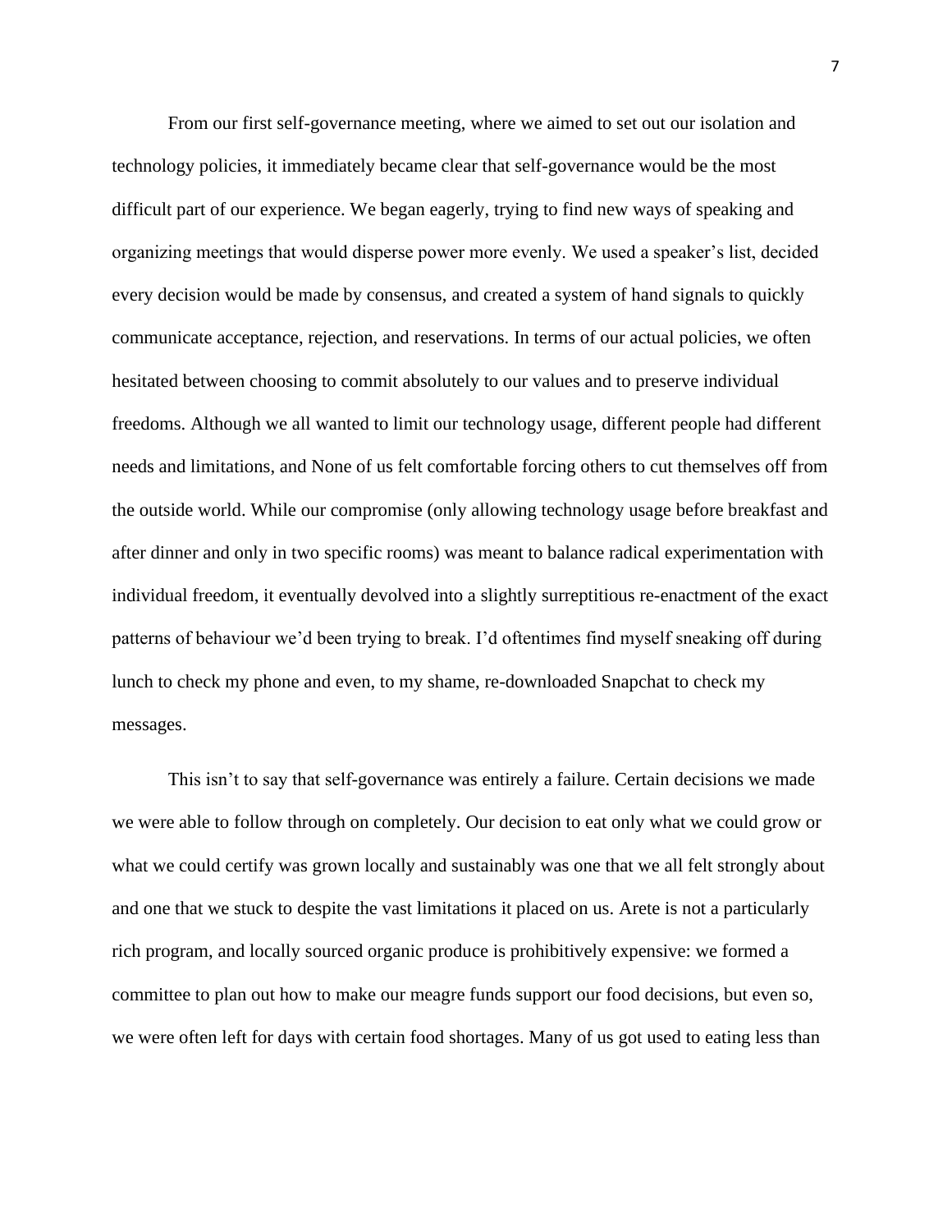From our first self-governance meeting, where we aimed to set out our isolation and technology policies, it immediately became clear that self-governance would be the most difficult part of our experience. We began eagerly, trying to find new ways of speaking and organizing meetings that would disperse power more evenly. We used a speaker's list, decided every decision would be made by consensus, and created a system of hand signals to quickly communicate acceptance, rejection, and reservations. In terms of our actual policies, we often hesitated between choosing to commit absolutely to our values and to preserve individual freedoms. Although we all wanted to limit our technology usage, different people had different needs and limitations, and None of us felt comfortable forcing others to cut themselves off from the outside world. While our compromise (only allowing technology usage before breakfast and after dinner and only in two specific rooms) was meant to balance radical experimentation with individual freedom, it eventually devolved into a slightly surreptitious re-enactment of the exact patterns of behaviour we'd been trying to break. I'd oftentimes find myself sneaking off during lunch to check my phone and even, to my shame, re-downloaded Snapchat to check my messages.

This isn't to say that self-governance was entirely a failure. Certain decisions we made we were able to follow through on completely. Our decision to eat only what we could grow or what we could certify was grown locally and sustainably was one that we all felt strongly about and one that we stuck to despite the vast limitations it placed on us. Arete is not a particularly rich program, and locally sourced organic produce is prohibitively expensive: we formed a committee to plan out how to make our meagre funds support our food decisions, but even so, we were often left for days with certain food shortages. Many of us got used to eating less than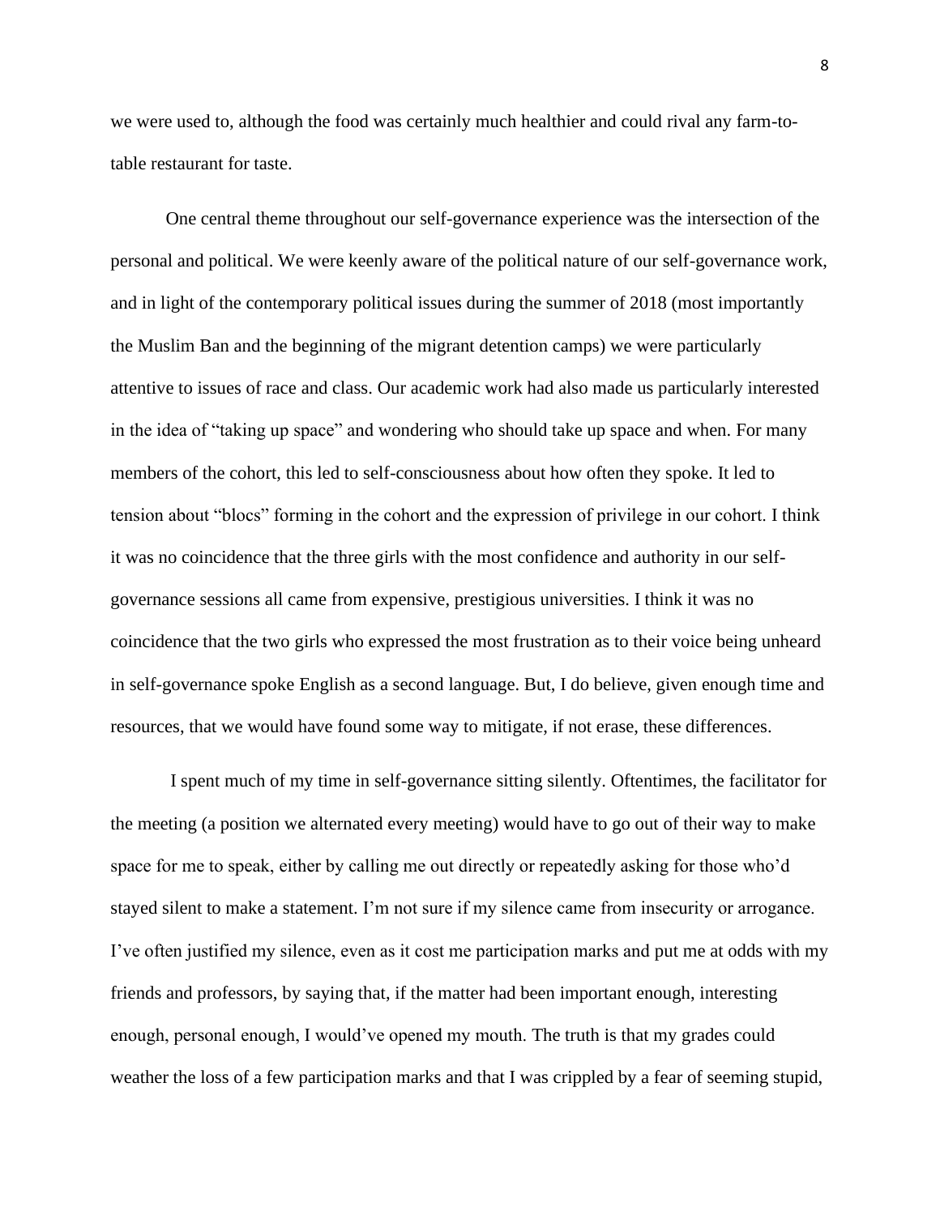we were used to, although the food was certainly much healthier and could rival any farm-to-table restaurant for taste.

One central theme throughout our self-governance experience was the intersection of the personal and political. We were keenly aware of the political nature of our self-governance work, and in light of the contemporary political issues during the summer of 2018 (most importantly the Muslim Ban and the beginning of the migrant detention camps) we were particularly attentive to issues of race and class. Our academic work had also made us particularly interested in the idea of "taking up space" and wondering who should take up space and when. For many members of the cohort, this led to self-consciousness about how often they spoke. It led to tension about "blocs" forming in the cohort and the expression of privilege in our cohort. I think it was no coincidence that the three girls with the most confidence and authority in our self-governance sessions all came from expensive, prestigious universities. I think it was no coincidence that the two girls who expressed the most frustration as to their voice being unheard in self-governance spoke English as a second language. But, I do believe, given enough time and resources, that we would have found some way to mitigate, if not erase, these differences.

I spent much of my time in self-governance sitting silently. Oftentimes, the facilitator for the meeting (a position we alternated every meeting) would have to go out of their way to make space for me to speak, either by calling me out directly or repeatedly asking for those who'd stayed silent to make a statement. I'm not sure if my silence came from insecurity or arrogance. I've often justified my silence, even as it cost me participation marks and put me at odds with my friends and professors, by saying that, if the matter had been important enough, interesting enough, personal enough, I would've opened my mouth. The truth is that my grades could weather the loss of a few participation marks and that I was crippled by a fear of seeming stupid,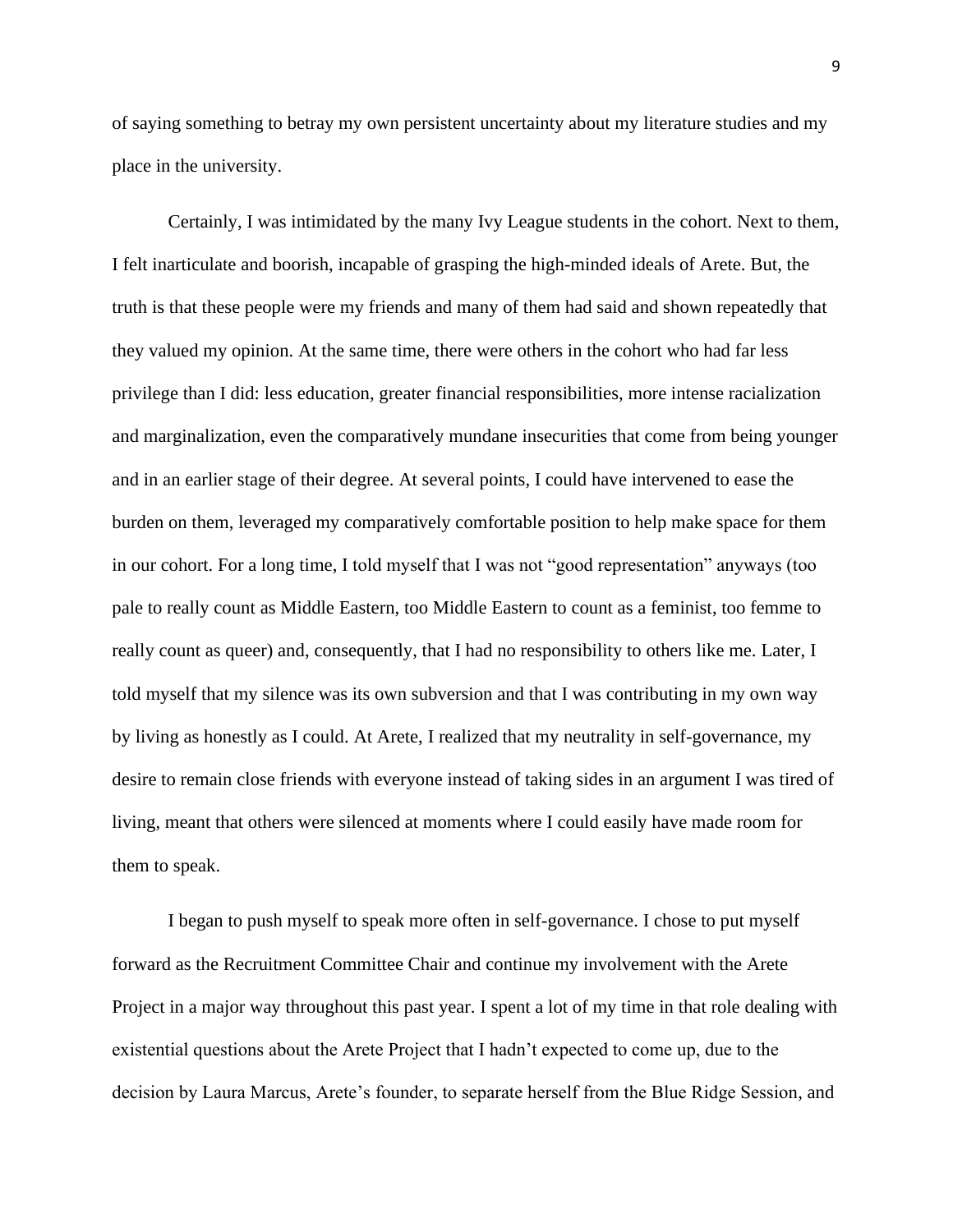of saying something to betray my own persistent uncertainty about my literature studies and my place in the university.

Certainly, I was intimidated by the many Ivy League students in the cohort. Next to them, I felt inarticulate and boorish, incapable of grasping the high-minded ideals of Arete. But, the truth is that these people were my friends and many of them had said and shown repeatedly that they valued my opinion. At the same time, there were others in the cohort who had far less privilege than I did: less education, greater financial responsibilities, more intense racialization and marginalization, even the comparatively mundane insecurities that come from being younger and in an earlier stage of their degree. At several points, I could have intervened to ease the burden on them, leveraged my comparatively comfortable position to help make space for them in our cohort. For a long time, I told myself that I was not "good representation" anyways (too pale to really count as Middle Eastern, too Middle Eastern to count as a feminist, too femme to really count as queer) and, consequently, that I had no responsibility to others like me. Later, I told myself that my silence was its own subversion and that I was contributing in my own way by living as honestly as I could. At Arete, I realized that my neutrality in self-governance, my desire to remain close friends with everyone instead of taking sides in an argument I was tired of living, meant that others were silenced at moments where I could easily have made room for them to speak.

I began to push myself to speak more often in self-governance. I chose to put myself forward as the Recruitment Committee Chair and continue my involvement with the Arete Project in a major way throughout this past year. I spent a lot of my time in that role dealing with existential questions about the Arete Project that I hadn't expected to come up, due to the decision by Laura Marcus, Arete's founder, to separate herself from the Blue Ridge Session, and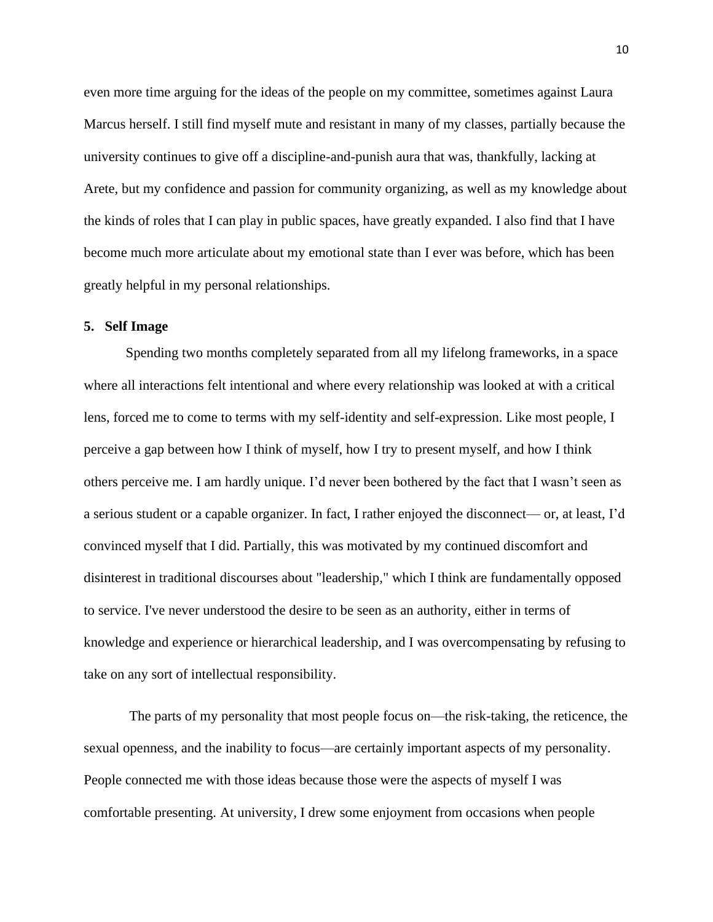even more time arguing for the ideas of the people on my committee, sometimes against Laura Marcus herself. I still find myself mute and resistant in many of my classes, partially because the university continues to give off a discipline-and-punish aura that was, thankfully, lacking at Arete, but my confidence and passion for community organizing, as well as my knowledge about the kinds of roles that I can play in public spaces, have greatly expanded. I also find that I have become much more articulate about my emotional state than I ever was before, which has been greatly helpful in my personal relationships.

## 5. Self Image

Spending two months completely separated from all my lifelong frameworks, in a space where all interactions felt intentional and where every relationship was looked at with a critical lens, forced me to come to terms with my self-identity and self-expression. Like most people, I perceive a gap between how I think of myself, how I try to present myself, and how I think others perceive me. I am hardly unique. I'd never been bothered by the fact that I wasn't seen as a serious student or a capable organizer. In fact, I rather enjoyed the disconnect— or, at least, I'd convinced myself that I did. Partially, this was motivated by my continued discomfort and disinterest in traditional discourses about "leadership," which I think are fundamentally opposed to service. I've never understood the desire to be seen as an authority, either in terms of knowledge and experience or hierarchical leadership, and I was overcompensating by refusing to take on any sort of intellectual responsibility.

The parts of my personality that most people focus on—the risk-taking, the reticence, the sexual openness, and the inability to focus—are certainly important aspects of my personality. People connected me with those ideas because those were the aspects of myself I was comfortable presenting. At university, I drew some enjoyment from occasions when people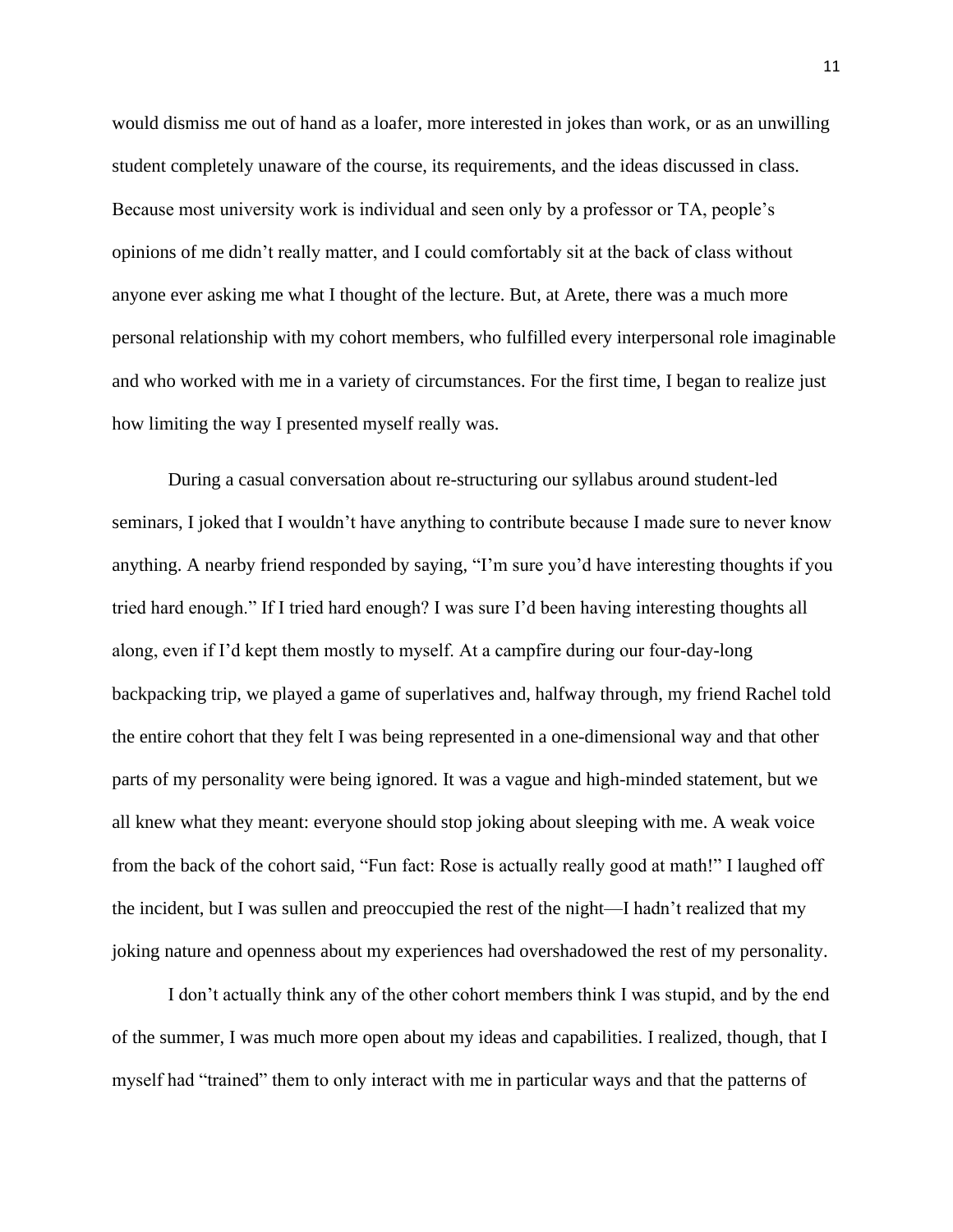would dismiss me out of hand as a loafer, more interested in jokes than work, or as an unwilling student completely unaware of the course, its requirements, and the ideas discussed in class. Because most university work is individual and seen only by a professor or TA, people's opinions of me didn't really matter, and I could comfortably sit at the back of class without anyone ever asking me what I thought of the lecture. But, at Arete, there was a much more personal relationship with my cohort members, who fulfilled every interpersonal role imaginable and who worked with me in a variety of circumstances. For the first time, I began to realize just how limiting the way I presented myself really was.

During a casual conversation about re-structuring our syllabus around student-led seminars, I joked that I wouldn't have anything to contribute because I made sure to never know anything. A nearby friend responded by saying, "I'm sure you'd have interesting thoughts if you tried hard enough." If I tried hard enough? I was sure I'd been having interesting thoughts all along, even if I'd kept them mostly to myself. At a campfire during our four-day-long backpacking trip, we played a game of superlatives and, halfway through, my friend Rachel told the entire cohort that they felt I was being represented in a one-dimensional way and that other parts of my personality were being ignored. It was a vague and high-minded statement, but we all knew what they meant: everyone should stop joking about sleeping with me. A weak voice from the back of the cohort said, "Fun fact: Rose is actually really good at math!" I laughed off the incident, but I was sullen and preoccupied the rest of the night—I hadn't realized that my joking nature and openness about my experiences had overshadowed the rest of my personality.

I don't actually think any of the other cohort members think I was stupid, and by the end of the summer, I was much more open about my ideas and capabilities. I realized, though, that I myself had "trained" them to only interact with me in particular ways and that the patterns of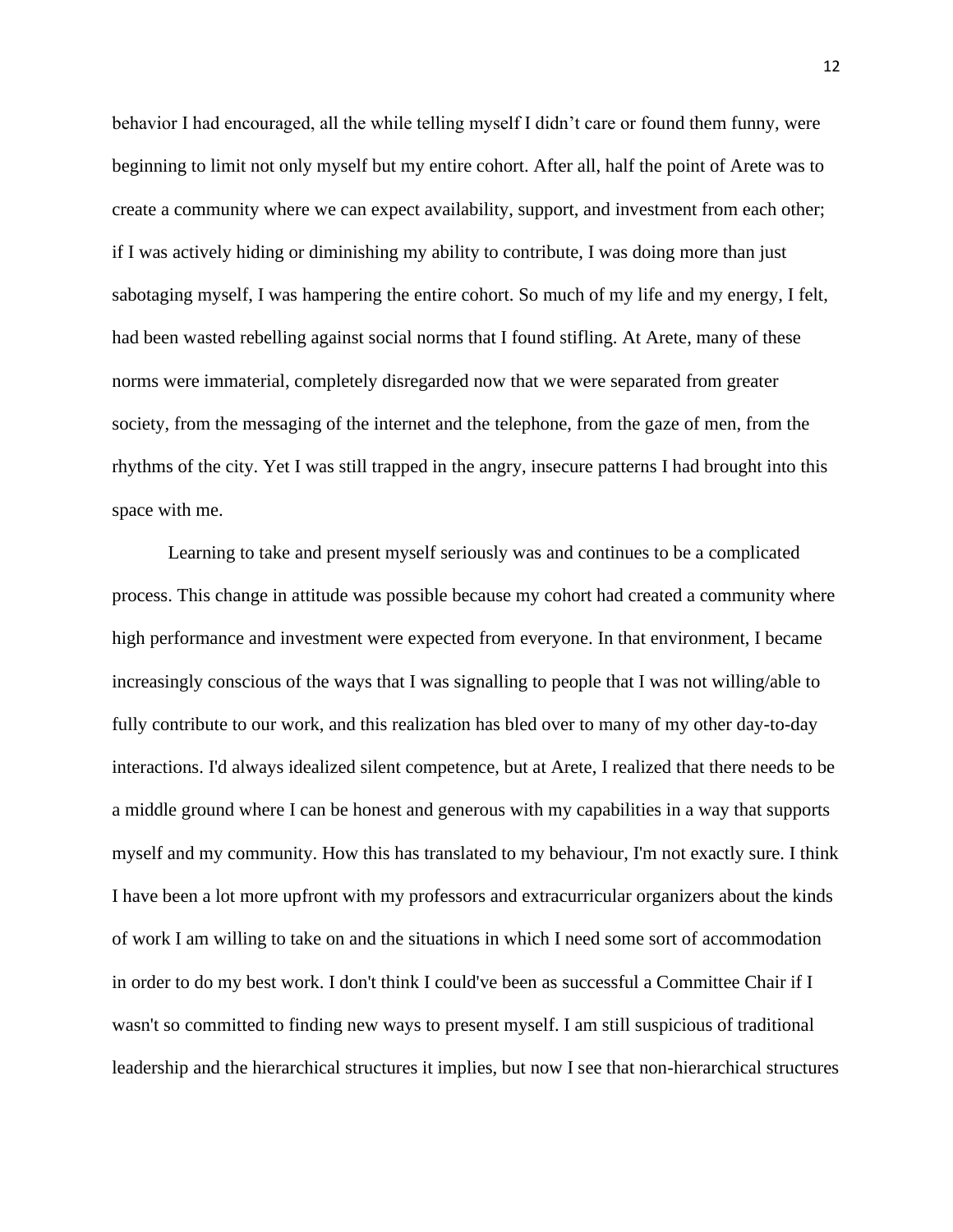behavior I had encouraged, all the while telling myself I didn't care or found them funny, were beginning to limit not only myself but my entire cohort. After all, half the point of Arete was to create a community where we can expect availability, support, and investment from each other; if I was actively hiding or diminishing my ability to contribute, I was doing more than just sabotaging myself, I was hampering the entire cohort. So much of my life and my energy, I felt, had been wasted rebelling against social norms that I found stifling. At Arete, many of these norms were immaterial, completely disregarded now that we were separated from greater society, from the messaging of the internet and the telephone, from the gaze of men, from the rhythms of the city. Yet I was still trapped in the angry, insecure patterns I had brought into this space with me.

Learning to take and present myself seriously was and continues to be a complicated process. This change in attitude was possible because my cohort had created a community where high performance and investment were expected from everyone. In that environment, I became increasingly conscious of the ways that I was signalling to people that I was not willing/able to fully contribute to our work, and this realization has bled over to many of my other day-to-day interactions. I'd always idealized silent competence, but at Arete, I realized that there needs to be a middle ground where I can be honest and generous with my capabilities in a way that supports myself and my community. How this has translated to my behaviour, I'm not exactly sure. I think I have been a lot more upfront with my professors and extracurricular organizers about the kinds of work I am willing to take on and the situations in which I need some sort of accommodation in order to do my best work. I don't think I could've been as successful a Committee Chair if I wasn't so committed to finding new ways to present myself. I am still suspicious of traditional leadership and the hierarchical structures it implies, but now I see that non-hierarchical structures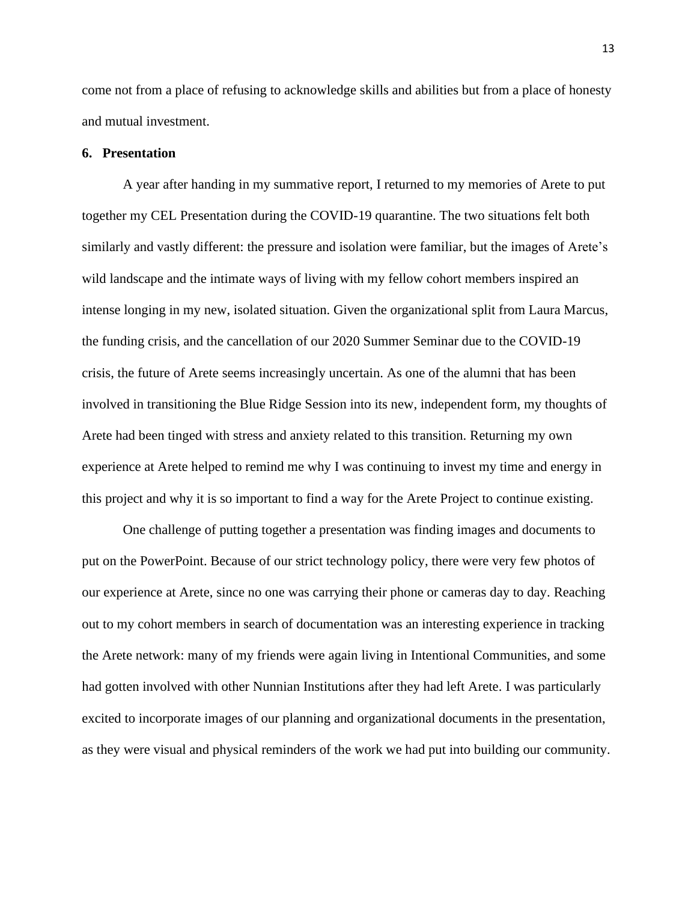come not from a place of refusing to acknowledge skills and abilities but from a place of honesty and mutual investment.

## 6. Presentation

A year after handing in my summative report, I returned to my memories of Arete to put together my CEL Presentation during the COVID-19 quarantine. The two situations felt both similarly and vastly different: the pressure and isolation were familiar, but the images of Arete's wild landscape and the intimate ways of living with my fellow cohort members inspired an intense longing in my new, isolated situation. Given the organizational split from Laura Marcus, the funding crisis, and the cancellation of our 2020 Summer Seminar due to the COVID-19 crisis, the future of Arete seems increasingly uncertain. As one of the alumni that has been involved in transitioning the Blue Ridge Session into its new, independent form, my thoughts of Arete had been tinged with stress and anxiety related to this transition. Returning my own experience at Arete helped to remind me why I was continuing to invest my time and energy in this project and why it is so important to find a way for the Arete Project to continue existing.

One challenge of putting together a presentation was finding images and documents to put on the PowerPoint. Because of our strict technology policy, there were very few photos of our experience at Arete, since no one was carrying their phone or cameras day to day. Reaching out to my cohort members in search of documentation was an interesting experience in tracking the Arete network: many of my friends were again living in Intentional Communities, and some had gotten involved with other Nunnian Institutions after they had left Arete. I was particularly excited to incorporate images of our planning and organizational documents in the presentation, as they were visual and physical reminders of the work we had put into building our community.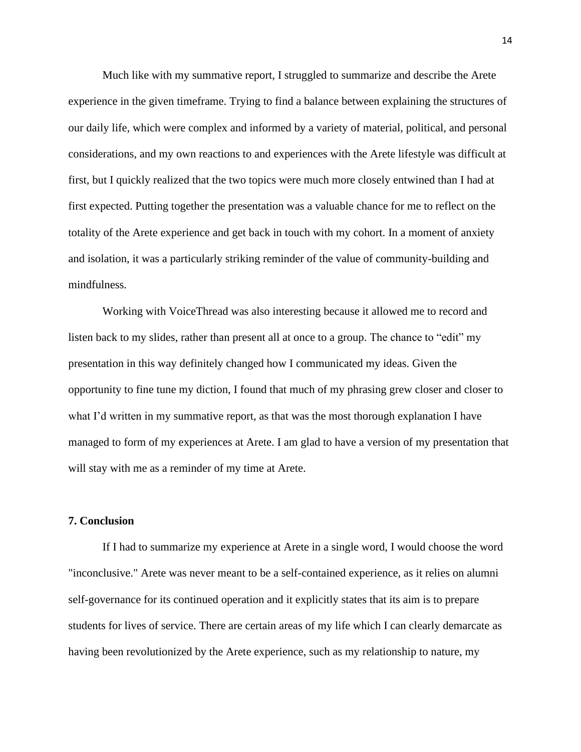Much like with my summative report, I struggled to summarize and describe the Arete experience in the given timeframe. Trying to find a balance between explaining the structures of our daily life, which were complex and informed by a variety of material, political, and personal considerations, and my own reactions to and experiences with the Arete lifestyle was difficult at first, but I quickly realized that the two topics were much more closely entwined than I had at first expected. Putting together the presentation was a valuable chance for me to reflect on the totality of the Arete experience and get back in touch with my cohort. In a moment of anxiety and isolation, it was a particularly striking reminder of the value of community-building and mindfulness.

Working with VoiceThread was also interesting because it allowed me to record and listen back to my slides, rather than present all at once to a group. The chance to "edit" my presentation in this way definitely changed how I communicated my ideas. Given the opportunity to fine tune my diction, I found that much of my phrasing grew closer and closer to what I'd written in my summative report, as that was the most thorough explanation I have managed to form of my experiences at Arete. I am glad to have a version of my presentation that will stay with me as a reminder of my time at Arete.

**7. Conclusion**

If I had to summarize my experience at Arete in a single word, I would choose the word "inconclusive." Arete was never meant to be a self-contained experience, as it relies on alumni self-governance for its continued operation and it explicitly states that its aim is to prepare students for lives of service. There are certain areas of my life which I can clearly demarcate as having been revolutionized by the Arete experience, such as my relationship to nature, my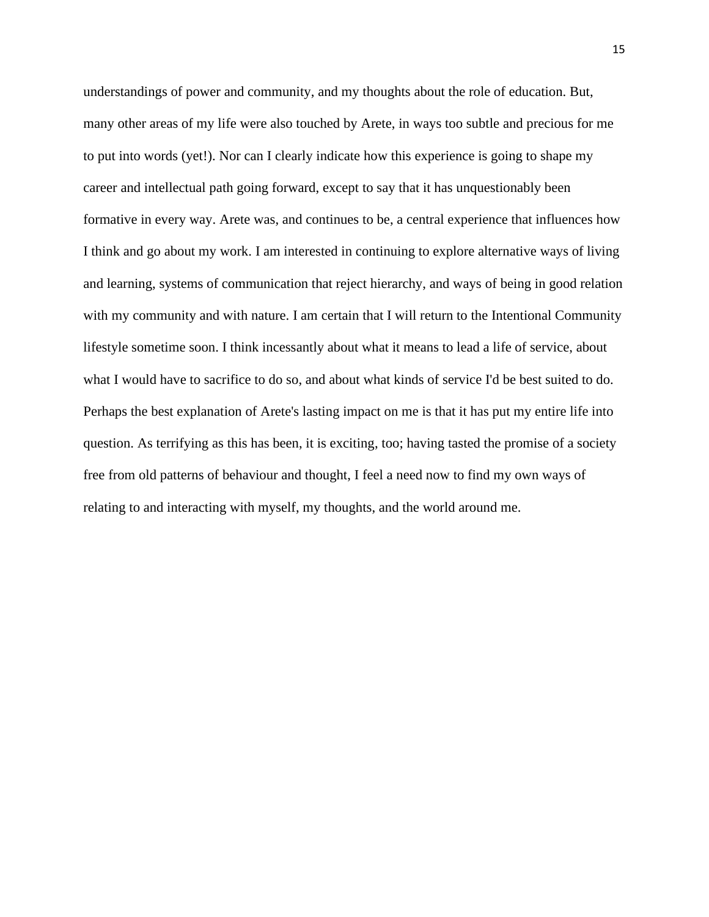understandings of power and community, and my thoughts about the role of education. But, many other areas of my life were also touched by Arete, in ways too subtle and precious for me to put into words (yet!). Nor can I clearly indicate how this experience is going to shape my career and intellectual path going forward, except to say that it has unquestionably been formative in every way. Arete was, and continues to be, a central experience that influences how I think and go about my work. I am interested in continuing to explore alternative ways of living and learning, systems of communication that reject hierarchy, and ways of being in good relation with my community and with nature. I am certain that I will return to the Intentional Community lifestyle sometime soon. I think incessantly about what it means to lead a life of service, about what I would have to sacrifice to do so, and about what kinds of service I'd be best suited to do. Perhaps the best explanation of Arete's lasting impact on me is that it has put my entire life into question. As terrifying as this has been, it is exciting, too; having tasted the promise of a society free from old patterns of behaviour and thought, I feel a need now to find my own ways of relating to and interacting with myself, my thoughts, and the world around me.